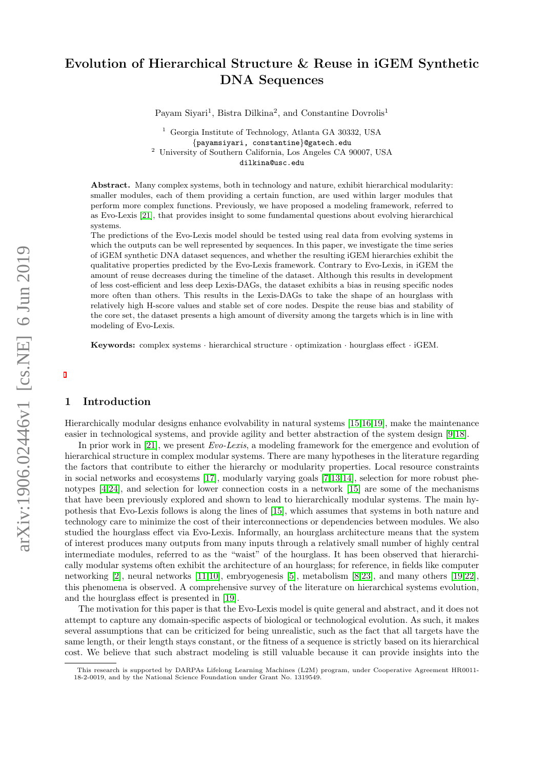# Evolution of Hierarchical Structure & Reuse in iGEM Synthetic DNA Sequences

Payam Siyari[1], Bistra Dilkina[2], and Constantine Dovrolis[1]

[1] Georgia Institute of Technology, Atlanta GA 30332, USA
{payamsiyari, constantine}@gatech.edu
[2] University of Southern California, Los Angeles CA 90007, USA
dilkina@usc.edu

**Abstract.** Many complex systems, both in technology and nature, exhibit hierarchical modularity: smaller modules, each of them providing a certain function, are used within larger modules that perform more complex functions. Previously, we have proposed a modeling framework, referred to as Evo-Lexis [21], that provides insight to some fundamental questions about evolving hierarchical systems.

The predictions of the Evo-Lexis model should be tested using real data from evolving systems in which the outputs can be well represented by sequences. In this paper, we investigate the time series of iGEM synthetic DNA dataset sequences, and whether the resulting iGEM hierarchies exhibit the qualitative properties predicted by the Evo-Lexis framework. Contrary to Evo-Lexis, in iGEM the amount of reuse decreases during the timeline of the dataset. Although this results in development of less cost-efficient and less deep Lexis-DAGs, the dataset exhibits a bias in reusing specific nodes more often than others. This results in the Lexis-DAGs to take the shape of an hourglass with relatively high H-score values and stable set of core nodes. Despite the reuse bias and stability of the core set, the dataset presents a high amount of diversity among the targets which is in line with modeling of Evo-Lexis.

**Keywords:** complex systems · hierarchical structure · optimization · hourglass effect · iGEM.

## 1 Introduction

Hierarchically modular designs enhance evolvability in natural systems [15,16,19], make the maintenance easier in technological systems, and provide agility and better abstraction of the system design [9,18].

In prior work in [21], we present *Evo-Lexis*, a modeling framework for the emergence and evolution of hierarchical structure in complex modular systems. There are many hypotheses in the literature regarding the factors that contribute to either the hierarchy or modularity properties. Local resource constraints in social networks and ecosystems [17], modularly varying goals [7,13,14], selection for more robust phenotypes [4,24], and selection for lower connection costs in a network [15] are some of the mechanisms that have been previously explored and shown to lead to hierarchically modular systems. The main hypothesis that Evo-Lexis follows is along the lines of [15], which assumes that systems in both nature and technology care to minimize the cost of their interconnections or dependencies between modules. We also studied the hourglass effect via Evo-Lexis. Informally, an hourglass architecture means that the system of interest produces many outputs from many inputs through a relatively small number of highly central intermediate modules, referred to as the "waist" of the hourglass. It has been observed that hierarchically modular systems often exhibit the architecture of an hourglass; for reference, in fields like computer networking [2], neural networks [11,10], embryogenesis [5], metabolism [8,23], and many others [19,22], this phenomena is observed. A comprehensive survey of the literature on hierarchical systems evolution, and the hourglass effect is presented in [19].

The motivation for this paper is that the Evo-Lexis model is quite general and abstract, and it does not attempt to capture any domain-specific aspects of biological or technological evolution. As such, it makes several assumptions that can be criticized for being unrealistic, such as the fact that all targets have the same length, or their length stays constant, or the fitness of a sequence is strictly based on its hierarchical cost. We believe that such abstract modeling is still valuable because it can provide insights into the

This research is supported by DARPAs Lifelong Learning Machines (L2M) program, under Cooperative Agreement HR0011-18-2-0019, and by the National Science Foundation under Grant No. 1319549.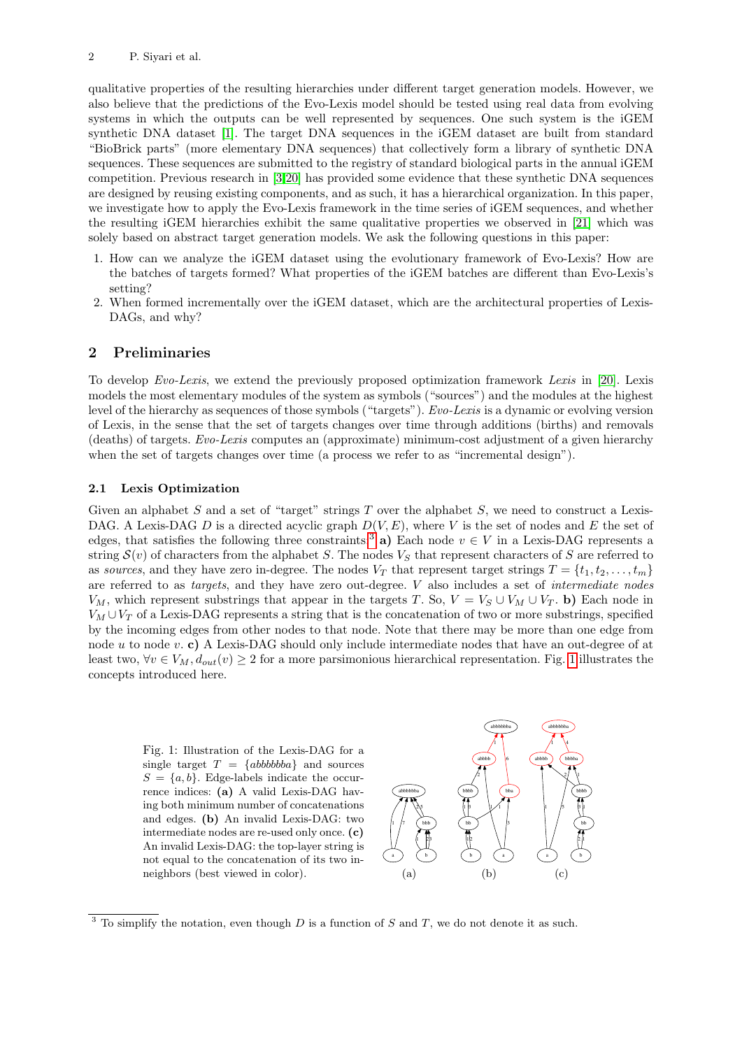qualitative properties of the resulting hierarchies under different target generation models. However, we also believe that the predictions of the Evo-Lexis model should be tested using real data from evolving systems in which the outputs can be well represented by sequences. One such system is the iGEM synthetic DNA dataset [1]. The target DNA sequences in the iGEM dataset are built from standard "BioBrick parts" (more elementary DNA sequences) that collectively form a library of synthetic DNA sequences. These sequences are submitted to the registry of standard biological parts in the annual iGEM competition. Previous research in [3][20] has provided some evidence that these synthetic DNA sequences are designed by reusing existing components, and as such, it has a hierarchical organization. In this paper, we investigate how to apply the Evo-Lexis framework in the time series of iGEM sequences, and whether the resulting iGEM hierarchies exhibit the same qualitative properties we observed in [21] which was solely based on abstract target generation models. We ask the following questions in this paper:

1. How can we analyze the iGEM dataset using the evolutionary framework of Evo-Lexis? How are the batches of targets formed? What properties of the iGEM batches are different than Evo-Lexis's setting?
2. When formed incrementally over the iGEM dataset, which are the architectural properties of Lexis-DAGs, and why?

## 2 Preliminaries

To develop *Evo-Lexis*, we extend the previously proposed optimization framework *Lexis* in [20]. Lexis models the most elementary modules of the system as symbols ("sources") and the modules at the highest level of the hierarchy as sequences of those symbols ("targets"). *Evo-Lexis* is a dynamic or evolving version of Lexis, in the sense that the set of targets changes over time through additions (births) and removals (deaths) of targets. *Evo-Lexis* computes an (approximate) minimum-cost adjustment of a given hierarchy when the set of targets changes over time (a process we refer to as "incremental design").

### 2.1 Lexis Optimization

Given an alphabet $S$ and a set of "target" strings $T$ over the alphabet $S$, we need to construct a Lexis-DAG. A Lexis-DAG $D$ is a directed acyclic graph $D(V, E)$, where $V$ is the set of nodes and $E$ the set of edges, that satisfies the following three constraints[3] **a)** Each node $v \in V$ in a Lexis-DAG represents a string $\mathcal{S}(v)$ of characters from the alphabet $S$. The nodes $V_S$ that represent characters of $S$ are referred to as *sources*, and they have zero in-degree. The nodes $V_T$ that represent target strings $T = \{t_1, t_2, \ldots, t_m\}$ are referred to as *targets*, and they have zero out-degree. $V$ also includes a set of *intermediate nodes* $V_M$, which represent substrings that appear in the targets $T$. So, $V = V_S \cup V_M \cup V_T$. **b)** Each node in $V_M \cup V_T$ of a Lexis-DAG represents a string that is the concatenation of two or more substrings, specified by the incoming edges from other nodes to that node. Note that there may be more than one edge from node $u$ to node $v$. **c)** A Lexis-DAG should only include intermediate nodes that have an out-degree of at least two, $\forall v \in V_M, d_{out}(v) \geq 2$ for a more parsimonious hierarchical representation. Fig. 1 illustrates the concepts introduced here.

Fig. 1: Illustration of the Lexis-DAG for a single target $T = \{abbbbbba\}$ and sources $S = \{a, b\}$. Edge-labels indicate the occurrence indices: **(a)** A valid Lexis-DAG having both minimum number of concatenations and edges. **(b)** An invalid Lexis-DAG: two intermediate nodes are re-used only once. **(c)** An invalid Lexis-DAG: the top-layer string is not equal to the concatenation of its two in-neighbors (best viewed in color).

[3] To simplify the notation, even though $D$ is a function of $S$ and $T$, we do not denote it as such.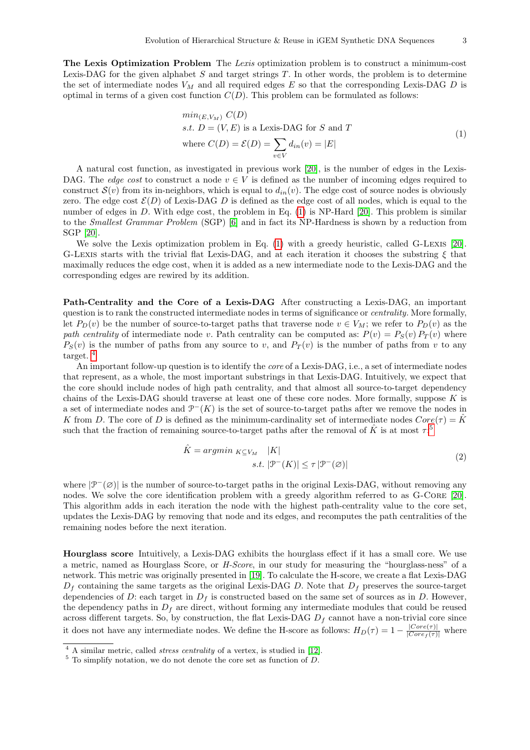**The Lexis Optimization Problem** The *Lexis* optimization problem is to construct a minimum-cost Lexis-DAG for the given alphabet $S$ and target strings $T$. In other words, the problem is to determine the set of intermediate nodes $V_M$ and all required edges $E$ so that the corresponding Lexis-DAG $D$ is optimal in terms of a given cost function $C(D)$. This problem can be formulated as follows:

$$
\begin{aligned}
& min_{(E,V_M)}\ C(D) \\
& s.t.\ D = (V,E) \text{ is a Lexis-DAG for } S \text{ and } T \\
& \text{where } C(D) = \mathcal{E}(D) = \sum_{v \in V} d_{in}(v) = |E|
\end{aligned}
\tag{1}
$$

A natural cost function, as investigated in previous work [20], is the number of edges in the Lexis-DAG. The *edge cost* to construct a node $v \in V$ is defined as the number of incoming edges required to construct $\mathcal{S}(v)$ from its in-neighbors, which is equal to $d_{in}(v)$. The edge cost of source nodes is obviously zero. The edge cost $\mathcal{E}(D)$ of Lexis-DAG $D$ is defined as the edge cost of all nodes, which is equal to the number of edges in $D$. With edge cost, the problem in Eq. (1) is NP-Hard [20]. This problem is similar to the *Smallest Grammar Problem* (SGP) [6] and in fact its NP-Hardness is shown by a reduction from SGP [20].

We solve the Lexis optimization problem in Eq. (1) with a greedy heuristic, called G-Lexis [20]. G-Lexis starts with the trivial flat Lexis-DAG, and at each iteration it chooses the substring $\xi$ that maximally reduces the edge cost, when it is added as a new intermediate node to the Lexis-DAG and the corresponding edges are rewired by its addition.

**Path-Centrality and the Core of a Lexis-DAG** After constructing a Lexis-DAG, an important question is to rank the constructed intermediate nodes in terms of significance or *centrality*. More formally, let $P_D(v)$ be the number of source-to-target paths that traverse node $v \in V_M$; we refer to $P_D(v)$ as the *path centrality* of intermediate node $v$. Path centrality can be computed as: $P(v) = P_S(v)\, P_T(v)$ where $P_S(v)$ is the number of paths from any source to $v$, and $P_T(v)$ is the number of paths from $v$ to any target. [4]

An important follow-up question is to identify the *core* of a Lexis-DAG, i.e., a set of intermediate nodes that represent, as a whole, the most important substrings in that Lexis-DAG. Intuitively, we expect that the core should include nodes of high path centrality, and that almost all source-to-target dependency chains of the Lexis-DAG should traverse at least one of these core nodes. More formally, suppose $K$ is a set of intermediate nodes and $\mathcal{P}^-(K)$ is the set of source-to-target paths after we remove the nodes in $K$ from $D$. The core of $D$ is defined as the minimum-cardinality set of intermediate nodes $Core(\tau) = \hat{K}$ such that the fraction of remaining source-to-target paths after the removal of $\hat{K}$ is at most $\tau$. [5]

$$
\begin{aligned}
\hat{K} = argmin_{\ K \subseteq V_M} \quad & |K| \\
s.t.\ & |\mathcal{P}^-(K)| \le \tau\, |\mathcal{P}^-(\varnothing)|
\end{aligned}
\tag{2}
$$

where $|\mathcal{P}^-(\varnothing)|$ is the number of source-to-target paths in the original Lexis-DAG, without removing any nodes. We solve the core identification problem with a greedy algorithm referred to as G-Core [20]. This algorithm adds in each iteration the node with the highest path-centrality value to the core set, updates the Lexis-DAG by removing that node and its edges, and recomputes the path centralities of the remaining nodes before the next iteration.

**Hourglass score** Intuitively, a Lexis-DAG exhibits the hourglass effect if it has a small core. We use a metric, named as Hourglass Score, or *H-Score*, in our study for measuring the "hourglass-ness" of a network. This metric was originally presented in [19]. To calculate the H-score, we create a flat Lexis-DAG $D_f$ containing the same targets as the original Lexis-DAG $D$. Note that $D_f$ preserves the source-target dependencies of $D$: each target in $D_f$ is constructed based on the same set of sources as in $D$. However, the dependency paths in $D_f$ are direct, without forming any intermediate modules that could be reused across different targets. So, by construction, the flat Lexis-DAG $D_f$ cannot have a non-trivial core since it does not have any intermediate nodes. We define the H-score as follows: $H_D(\tau) = 1 - \frac{|Core(\tau)|}{|Core_f(\tau)|}$ where

[4] A similar metric, called *stress centrality* of a vertex, is studied in [12].

[5] To simplify notation, we do not denote the core set as function of $D$.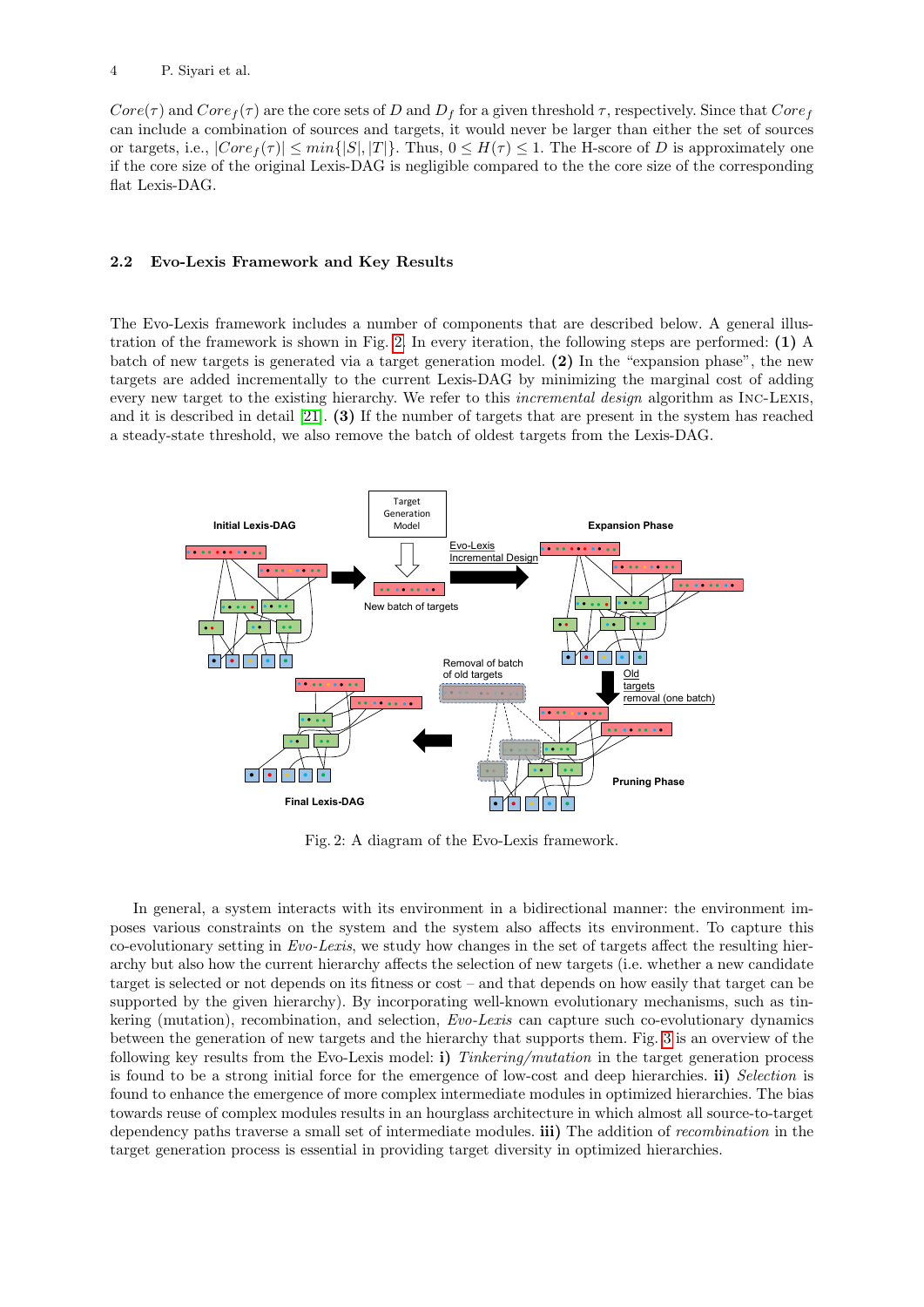$Core(\tau)$ and $Core_f(\tau)$ are the core sets of $D$ and $D_f$ for a given threshold $\tau$, respectively. Since that $Core_f$ can include a combination of sources and targets, it would never be larger than either the set of sources or targets, i.e., $|Core_f(\tau)| \leq min\{|S|, |T|\}$. Thus, $0 \leq H(\tau) \leq 1$. The H-score of $D$ is approximately one if the core size of the original Lexis-DAG is negligible compared to the the core size of the corresponding flat Lexis-DAG.

### 2.2 Evo-Lexis Framework and Key Results

The Evo-Lexis framework includes a number of components that are described below. A general illustration of the framework is shown in Fig. 2. In every iteration, the following steps are performed: **(1)** A batch of new targets is generated via a target generation model. **(2)** In the "expansion phase", the new targets are added incrementally to the current Lexis-DAG by minimizing the marginal cost of adding every new target to the existing hierarchy. We refer to this *incremental design* algorithm as Inc-Lexis, and it is described in detail [21]. **(3)** If the number of targets that are present in the system has reached a steady-state threshold, we also remove the batch of oldest targets from the Lexis-DAG.

Initial Lexis-DAG

Target Generation Model

New batch of targets

Evo-Lexis Incremental Design

Expansion Phase

Old targets removal (one batch)

Removal of batch of old targets

Pruning Phase

Final Lexis-DAG

Fig. 2: A diagram of the Evo-Lexis framework.

In general, a system interacts with its environment in a bidirectional manner: the environment imposes various constraints on the system and the system also affects its environment. To capture this co-evolutionary setting in *Evo-Lexis*, we study how changes in the set of targets affect the resulting hierarchy but also how the current hierarchy affects the selection of new targets (i.e. whether a new candidate target is selected or not depends on its fitness or cost – and that depends on how easily that target can be supported by the given hierarchy). By incorporating well-known evolutionary mechanisms, such as tinkering (mutation), recombination, and selection, *Evo-Lexis* can capture such co-evolutionary dynamics between the generation of new targets and the hierarchy that supports them. Fig. 3 is an overview of the following key results from the Evo-Lexis model: **i)** *Tinkering/mutation* in the target generation process is found to be a strong initial force for the emergence of low-cost and deep hierarchies. **ii)** *Selection* is found to enhance the emergence of more complex intermediate modules in optimized hierarchies. The bias towards reuse of complex modules results in an hourglass architecture in which almost all source-to-target dependency paths traverse a small set of intermediate modules. **iii)** The addition of *recombination* in the target generation process is essential in providing target diversity in optimized hierarchies.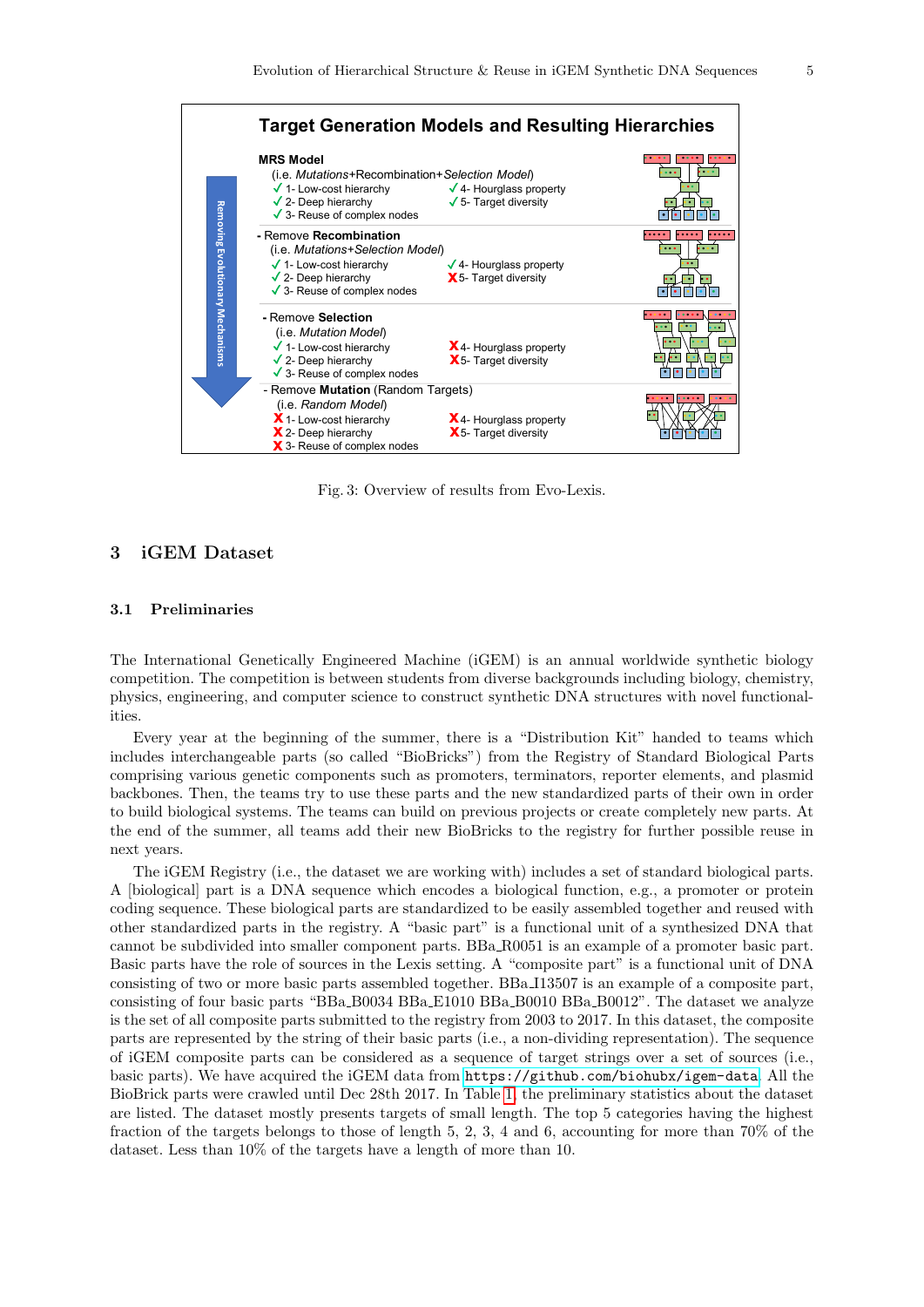**Target Generation Models and Resulting Hierarchies**

Removing Evolutionary Mechanisms

**MRS Model**
(i.e. *Mutations*+Recombination+*Selection Model*)
✓ 1- Low-cost hierarchy
✓ 2- Deep hierarchy
✓ 3- Reuse of complex nodes
✓ 4- Hourglass property
✓ 5- Target diversity

- Remove **Recombination**
(i.e. *Mutations+Selection Model*)
✓ 1- Low-cost hierarchy
✓ 2- Deep hierarchy
✓ 3- Reuse of complex nodes
✓ 4- Hourglass property
X 5- Target diversity

- Remove **Selection**
(i.e. *Mutation Model*)
✓ 1- Low-cost hierarchy
✓ 2- Deep hierarchy
✓ 3- Reuse of complex nodes
X 4- Hourglass property
X 5- Target diversity

- Remove **Mutation** (Random Targets)
(i.e. *Random Model*)
X 1- Low-cost hierarchy
X 2- Deep hierarchy
X 3- Reuse of complex nodes
X 4- Hourglass property
X 5- Target diversity

Fig. 3: Overview of results from Evo-Lexis.

## 3 iGEM Dataset

### 3.1 Preliminaries

The International Genetically Engineered Machine (iGEM) is an annual worldwide synthetic biology competition. The competition is between students from diverse backgrounds including biology, chemistry, physics, engineering, and computer science to construct synthetic DNA structures with novel functionalities.

Every year at the beginning of the summer, there is a "Distribution Kit" handed to teams which includes interchangeable parts (so called "BioBricks") from the Registry of Standard Biological Parts comprising various genetic components such as promoters, terminators, reporter elements, and plasmid backbones. Then, the teams try to use these parts and the new standardized parts of their own in order to build biological systems. The teams can build on previous projects or create completely new parts. At the end of the summer, all teams add their new BioBricks to the registry for further possible reuse in next years.

The iGEM Registry (i.e., the dataset we are working with) includes a set of standard biological parts. A [biological] part is a DNA sequence which encodes a biological function, e.g., a promoter or protein coding sequence. These biological parts are standardized to be easily assembled together and reused with other standardized parts in the registry. A "basic part" is a functional unit of a synthesized DNA that cannot be subdivided into smaller component parts. BBa_R0051 is an example of a promoter basic part. Basic parts have the role of sources in the Lexis setting. A "composite part" is a functional unit of DNA consisting of two or more basic parts assembled together. BBa_I13507 is an example of a composite part, consisting of four basic parts "BBa_B0034 BBa_E1010 BBa_B0010 BBa_B0012". The dataset we analyze is the set of all composite parts submitted to the registry from 2003 to 2017. In this dataset, the composite parts are represented by the string of their basic parts (i.e., a non-dividing representation). The sequence of iGEM composite parts can be considered as a sequence of target strings over a set of sources (i.e., basic parts). We have acquired the iGEM data from `https://github.com/biohubx/igem-data`. All the BioBrick parts were crawled until Dec 28th 2017. In Table 1, the preliminary statistics about the dataset are listed. The dataset mostly presents targets of small length. The top 5 categories having the highest fraction of the targets belongs to those of length 5, 2, 3, 4 and 6, accounting for more than 70% of the dataset. Less than 10% of the targets have a length of more than 10.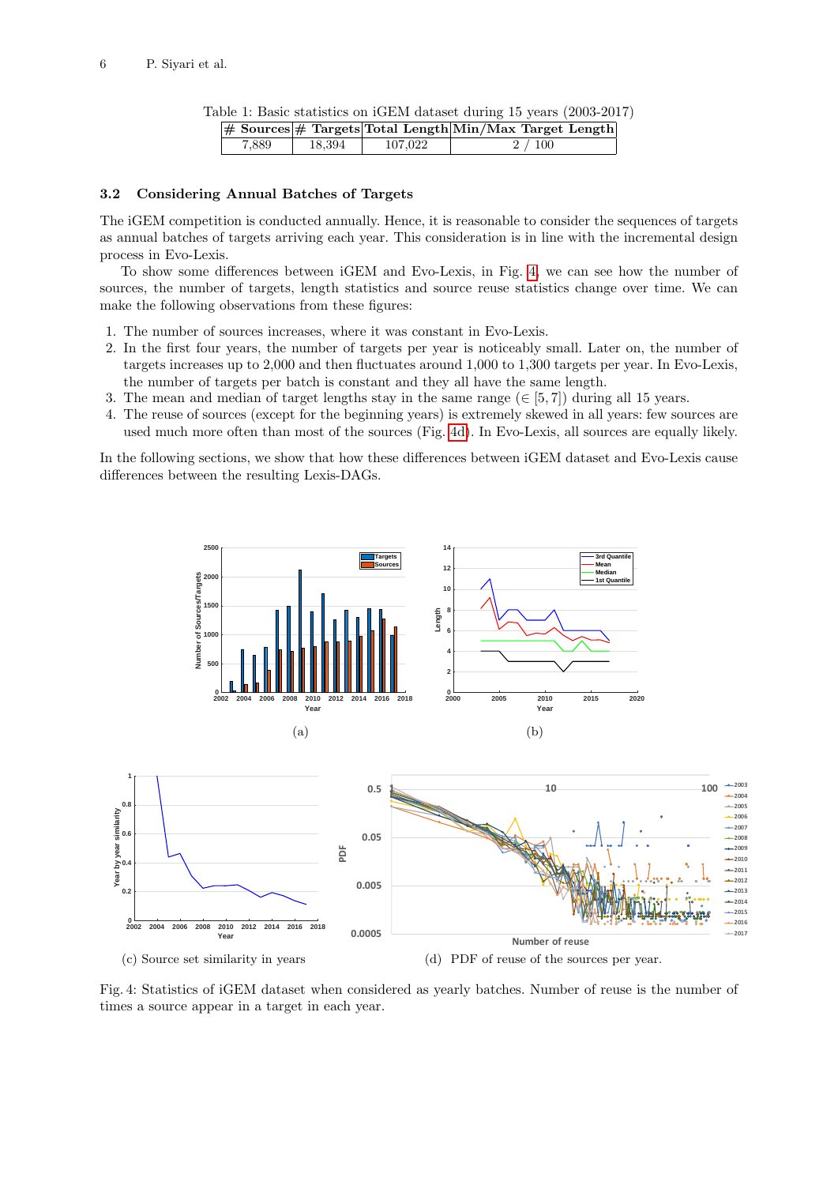Table 1: Basic statistics on iGEM dataset during 15 years (2003-2017)

| # Sources | # Targets | Total Length | Min/Max Target Length |
|---|---|---|---|
| 7,889 | 18,394 | 107,022 | 2 / 100 |

### 3.2 Considering Annual Batches of Targets

The iGEM competition is conducted annually. Hence, it is reasonable to consider the sequences of targets as annual batches of targets arriving each year. This consideration is in line with the incremental design process in Evo-Lexis.

To show some differences between iGEM and Evo-Lexis, in Fig. 4, we can see how the number of sources, the number of targets, length statistics and source reuse statistics change over time. We can make the following observations from these figures:

1. The number of sources increases, where it was constant in Evo-Lexis.
2. In the first four years, the number of targets per year is noticeably small. Later on, the number of targets increases up to 2,000 and then fluctuates around 1,000 to 1,300 targets per year. In Evo-Lexis, the number of targets per batch is constant and they all have the same length.
3. The mean and median of target lengths stay in the same range ($\in [5, 7]$) during all 15 years.
4. The reuse of sources (except for the beginning years) is extremely skewed in all years: few sources are used much more often than most of the sources (Fig. 4d). In Evo-Lexis, all sources are equally likely.

In the following sections, we show that how these differences between iGEM dataset and Evo-Lexis cause differences between the resulting Lexis-DAGs.

(a)

(b)

(c) Source set similarity in years

(d) PDF of reuse of the sources per year.

Fig. 4: Statistics of iGEM dataset when considered as yearly batches. Number of reuse is the number of times a source appear in a target in each year.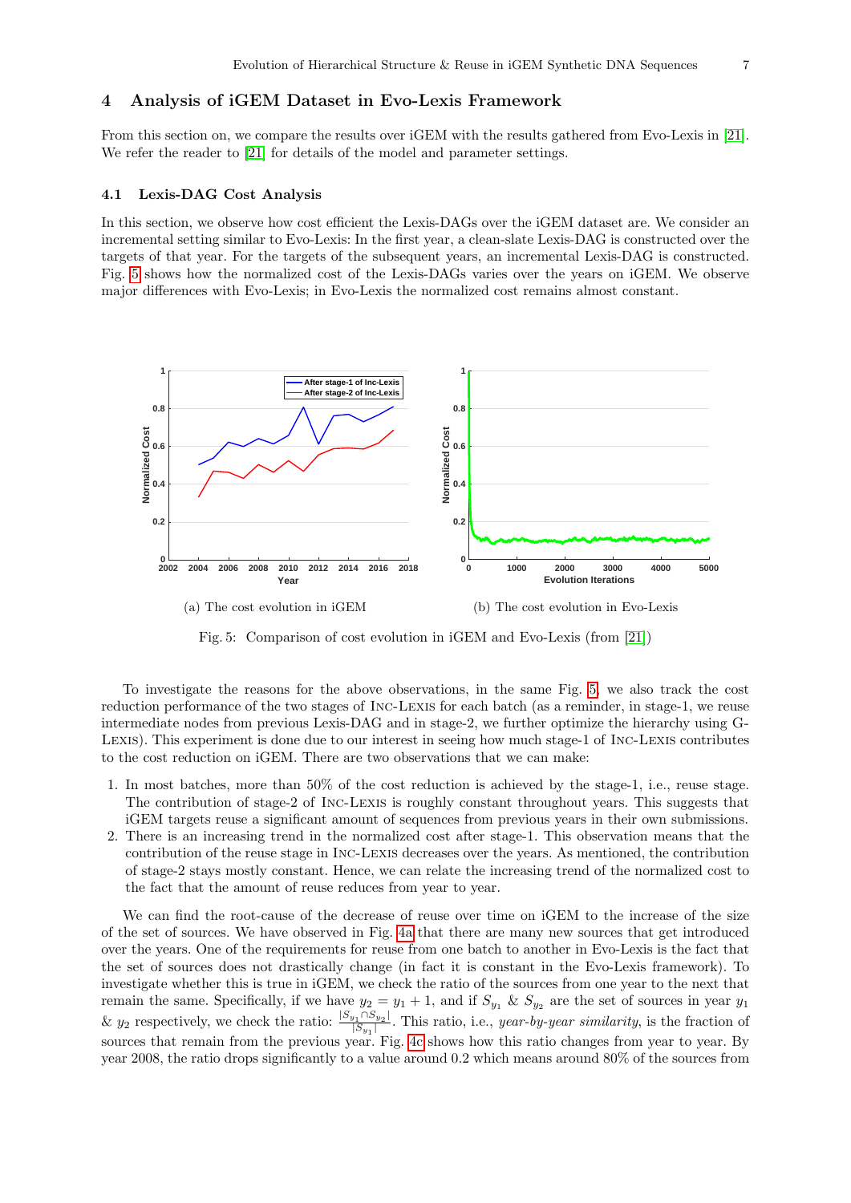## 4 Analysis of iGEM Dataset in Evo-Lexis Framework

From this section on, we compare the results over iGEM with the results gathered from Evo-Lexis in [21]. We refer the reader to [21] for details of the model and parameter settings.

### 4.1 Lexis-DAG Cost Analysis

In this section, we observe how cost efficient the Lexis-DAGs over the iGEM dataset are. We consider an incremental setting similar to Evo-Lexis: In the first year, a clean-slate Lexis-DAG is constructed over the targets of that year. For the targets of the subsequent years, an incremental Lexis-DAG is constructed. Fig. 5 shows how the normalized cost of the Lexis-DAGs varies over the years on iGEM. We observe major differences with Evo-Lexis; in Evo-Lexis the normalized cost remains almost constant.

(a) The cost evolution in iGEM

(b) The cost evolution in Evo-Lexis

Fig. 5: Comparison of cost evolution in iGEM and Evo-Lexis (from [21])

To investigate the reasons for the above observations, in the same Fig. 5, we also track the cost reduction performance of the two stages of Inc-Lexis for each batch (as a reminder, in stage-1, we reuse intermediate nodes from previous Lexis-DAG and in stage-2, we further optimize the hierarchy using G-Lexis). This experiment is done due to our interest in seeing how much stage-1 of Inc-Lexis contributes to the cost reduction on iGEM. There are two observations that we can make:

1. In most batches, more than 50% of the cost reduction is achieved by the stage-1, i.e., reuse stage. The contribution of stage-2 of Inc-Lexis is roughly constant throughout years. This suggests that iGEM targets reuse a significant amount of sequences from previous years in their own submissions.
2. There is an increasing trend in the normalized cost after stage-1. This observation means that the contribution of the reuse stage in Inc-Lexis decreases over the years. As mentioned, the contribution of stage-2 stays mostly constant. Hence, we can relate the increasing trend of the normalized cost to the fact that the amount of reuse reduces from year to year.

We can find the root-cause of the decrease of reuse over time on iGEM to the increase of the size of the set of sources. We have observed in Fig. 4a that there are many new sources that get introduced over the years. One of the requirements for reuse from one batch to another in Evo-Lexis is the fact that the set of sources does not drastically change (in fact it is constant in the Evo-Lexis framework). To investigate whether this is true in iGEM, we check the ratio of the sources from one year to the next that remain the same. Specifically, if we have $y_2 = y_1 + 1$, and if $S_{y_1}$ & $S_{y_2}$ are the set of sources in year $y_1$ & $y_2$ respectively, we check the ratio: $\frac{|S_{y_1} \cap S_{y_2}|}{|S_{y_1}|}$. This ratio, i.e., *year-by-year similarity*, is the fraction of sources that remain from the previous year. Fig. 4c shows how this ratio changes from year to year. By year 2008, the ratio drops significantly to a value around 0.2 which means around 80% of the sources from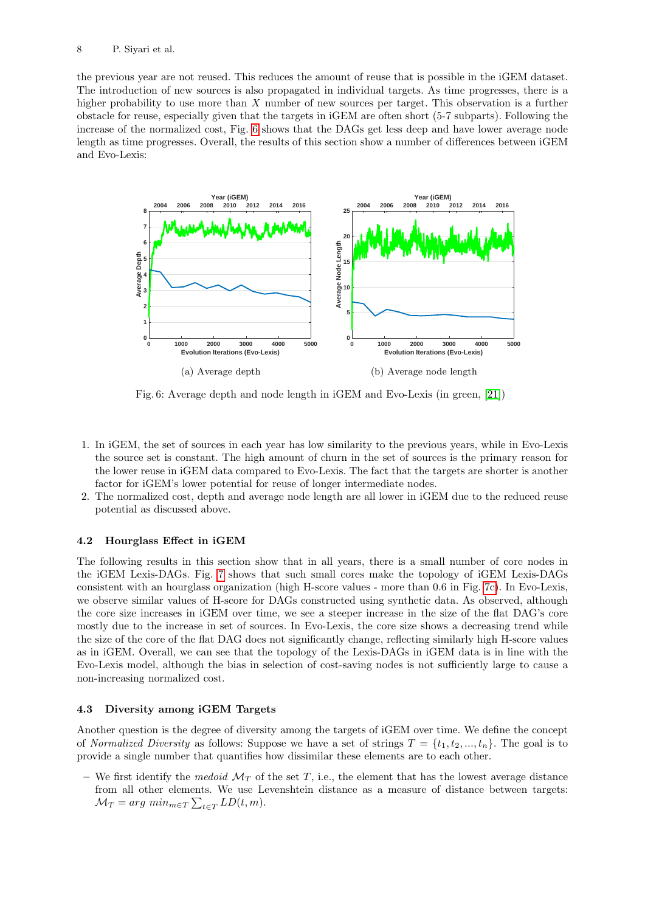the previous year are not reused. This reduces the amount of reuse that is possible in the iGEM dataset. The introduction of new sources is also propagated in individual targets. As time progresses, there is a higher probability to use more than $X$ number of new sources per target. This observation is a further obstacle for reuse, especially given that the targets in iGEM are often short (5-7 subparts). Following the increase of the normalized cost, Fig. 6 shows that the DAGs get less deep and have lower average node length as time progresses. Overall, the results of this section show a number of differences between iGEM and Evo-Lexis:

(a) Average depth

(b) Average node length

Fig. 6: Average depth and node length in iGEM and Evo-Lexis (in green, [21])

1. In iGEM, the set of sources in each year has low similarity to the previous years, while in Evo-Lexis the source set is constant. The high amount of churn in the set of sources is the primary reason for the lower reuse in iGEM data compared to Evo-Lexis. The fact that the targets are shorter is another factor for iGEM's lower potential for reuse of longer intermediate nodes.
2. The normalized cost, depth and average node length are all lower in iGEM due to the reduced reuse potential as discussed above.

### 4.2 Hourglass Effect in iGEM

The following results in this section show that in all years, there is a small number of core nodes in the iGEM Lexis-DAGs. Fig. 7 shows that such small cores make the topology of iGEM Lexis-DAGs consistent with an hourglass organization (high H-score values - more than 0.6 in Fig. 7c). In Evo-Lexis, we observe similar values of H-score for DAGs constructed using synthetic data. As observed, although the core size increases in iGEM over time, we see a steeper increase in the size of the flat DAG's core mostly due to the increase in set of sources. In Evo-Lexis, the core size shows a decreasing trend while the size of the core of the flat DAG does not significantly change, reflecting similarly high H-score values as in iGEM. Overall, we can see that the topology of the Lexis-DAGs in iGEM data is in line with the Evo-Lexis model, although the bias in selection of cost-saving nodes is not sufficiently large to cause a non-increasing normalized cost.

### 4.3 Diversity among iGEM Targets

Another question is the degree of diversity among the targets of iGEM over time. We define the concept of *Normalized Diversity* as follows: Suppose we have a set of strings $T = \{t_1, t_2, ..., t_n\}$. The goal is to provide a single number that quantifies how dissimilar these elements are to each other.

– We first identify the *medoid* $\mathcal{M}_T$ of the set $T$, i.e., the element that has the lowest average distance from all other elements. We use Levenshtein distance as a measure of distance between targets: $\mathcal{M}_T = arg\ min_{m \in T} \sum_{t \in T} LD(t, m)$.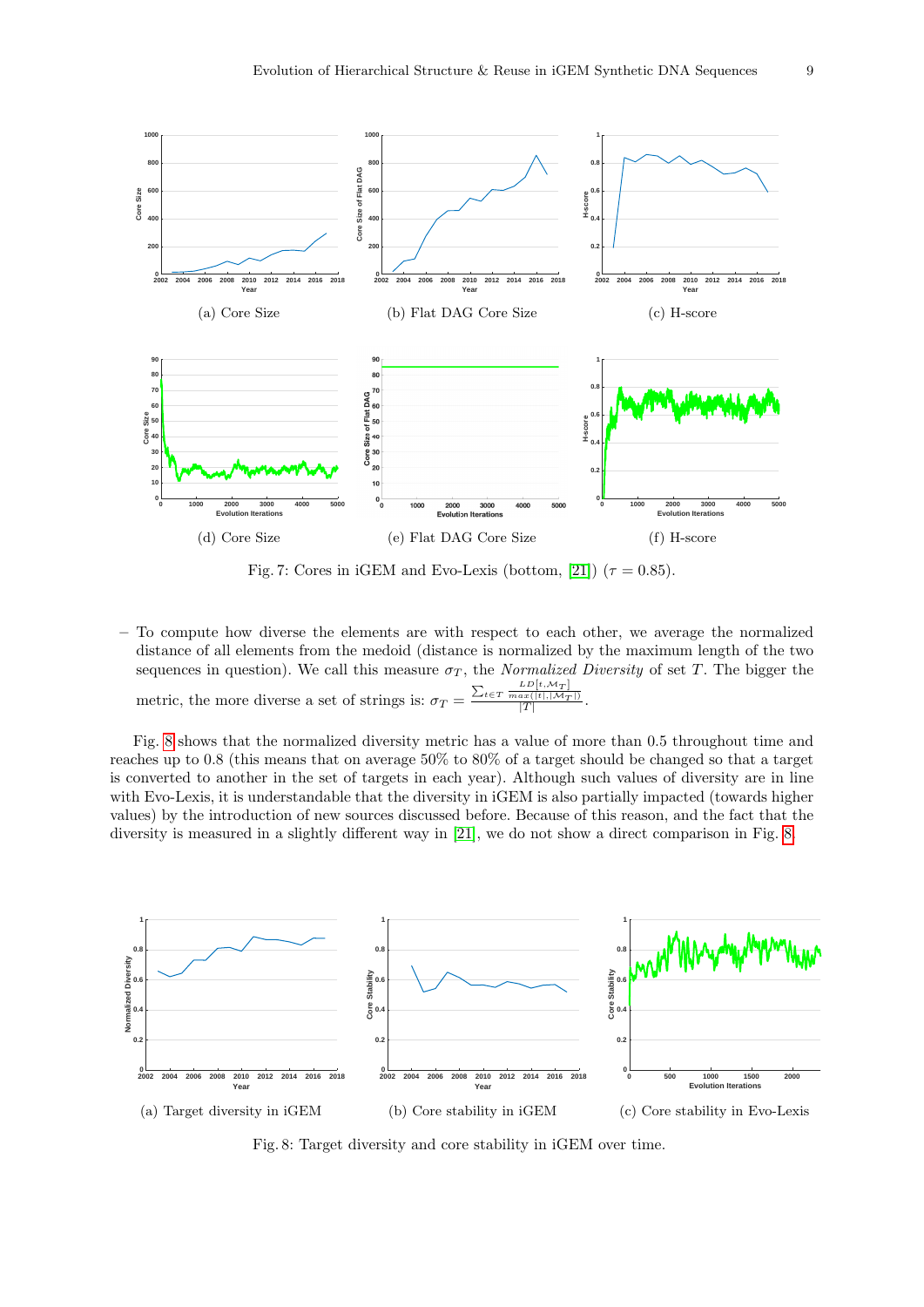(a) Core Size

(b) Flat DAG Core Size

(c) H-score

(d) Core Size

(e) Flat DAG Core Size

(f) H-score

Fig. 7: Cores in iGEM and Evo-Lexis (bottom, [21]) ($\tau = 0.85$).

– To compute how diverse the elements are with respect to each other, we average the normalized distance of all elements from the medoid (distance is normalized by the maximum length of the two sequences in question). We call this measure $\sigma_T$, the *Normalized Diversity* of set $T$. The bigger the metric, the more diverse a set of strings is: $\sigma_T = \frac{\sum_{t \in T} \frac{LD[t, \mathcal{M}_T]}{max(|t|, |\mathcal{M}_T|)}}{|T|}$.

Fig. 8 shows that the normalized diversity metric has a value of more than 0.5 throughout time and reaches up to 0.8 (this means that on average 50% to 80% of a target should be changed so that a target is converted to another in the set of targets in each year). Although such values of diversity are in line with Evo-Lexis, it is understandable that the diversity in iGEM is also partially impacted (towards higher values) by the introduction of new sources discussed before. Because of this reason, and the fact that the diversity is measured in a slightly different way in [21], we do not show a direct comparison in Fig. 8.

(a) Target diversity in iGEM

(b) Core stability in iGEM

(c) Core stability in Evo-Lexis

Fig. 8: Target diversity and core stability in iGEM over time.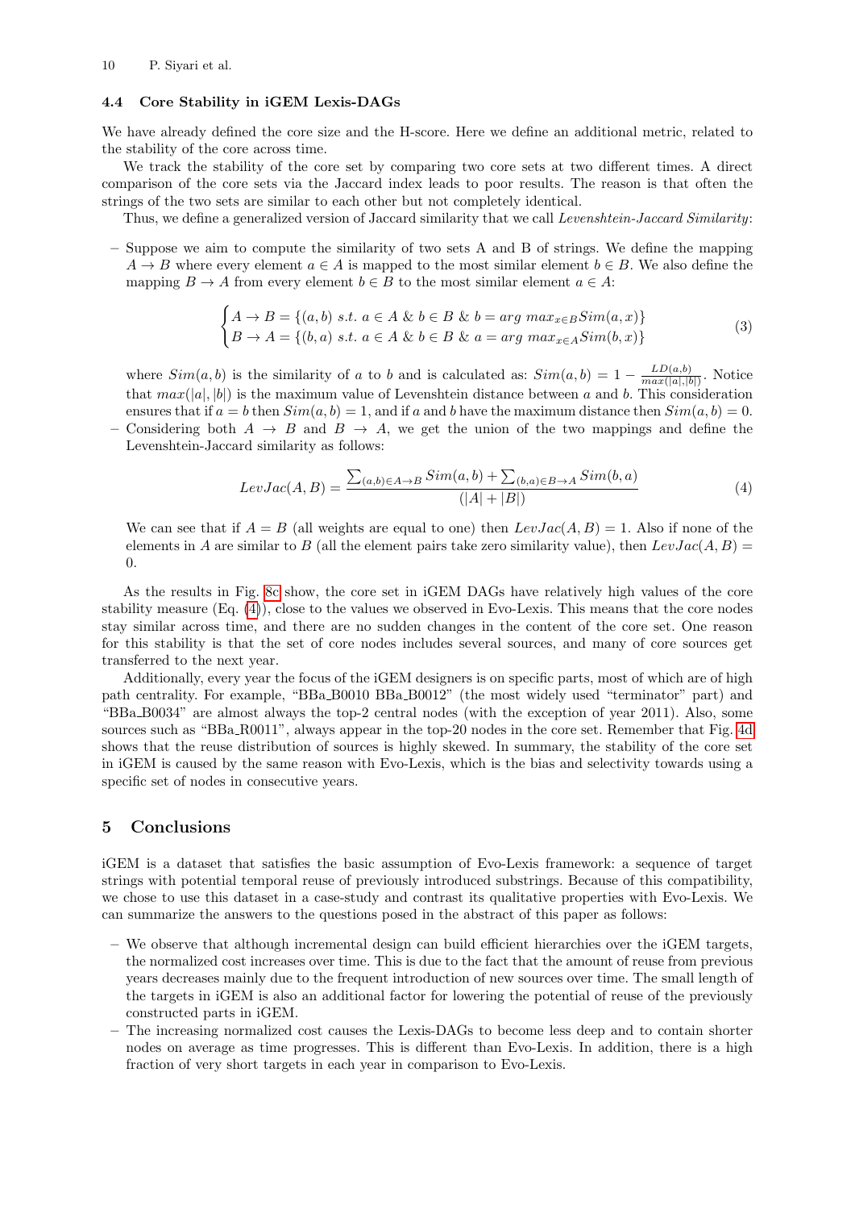### 4.4 Core Stability in iGEM Lexis-DAGs

We have already defined the core size and the H-score. Here we define an additional metric, related to the stability of the core across time.

We track the stability of the core set by comparing two core sets at two different times. A direct comparison of the core sets via the Jaccard index leads to poor results. The reason is that often the strings of the two sets are similar to each other but not completely identical.

Thus, we define a generalized version of Jaccard similarity that we call *Levenshtein-Jaccard Similarity*:

– Suppose we aim to compute the similarity of two sets A and B of strings. We define the mapping $A \rightarrow B$ where every element $a \in A$ is mapped to the most similar element $b \in B$. We also define the mapping $B \rightarrow A$ from every element $b \in B$ to the most similar element $a \in A$:

$$\begin{cases} A \rightarrow B = \{(a,b) \ s.t. \ a \in A \ \& \ b \in B \ \& \ b = arg\ max_{x \in B} Sim(a,x)\} \\ B \rightarrow A = \{(b,a) \ s.t. \ a \in A \ \& \ b \in B \ \& \ a = arg\ max_{x \in A} Sim(b,x)\} \end{cases} \tag{3}$$

where $Sim(a,b)$ is the similarity of $a$ to $b$ and is calculated as: $Sim(a,b) = 1 - \frac{LD(a,b)}{max(|a|,|b|)}$. Notice that $max(|a|,|b|)$ is the maximum value of Levenshtein distance between $a$ and $b$. This consideration ensures that if $a = b$ then $Sim(a,b) = 1$, and if $a$ and $b$ have the maximum distance then $Sim(a,b) = 0$.

– Considering both $A \rightarrow B$ and $B \rightarrow A$, we get the union of the two mappings and define the Levenshtein-Jaccard similarity as follows:

$$LevJac(A,B) = \frac{\sum_{(a,b) \in A \rightarrow B} Sim(a,b) + \sum_{(b,a) \in B \rightarrow A} Sim(b,a)}{(|A| + |B|)} \tag{4}$$

We can see that if $A = B$ (all weights are equal to one) then $LevJac(A,B) = 1$. Also if none of the elements in $A$ are similar to $B$ (all the element pairs take zero similarity value), then $LevJac(A,B) = 0$.

As the results in Fig. 8c show, the core set in iGEM DAGs have relatively high values of the core stability measure (Eq. (4)), close to the values we observed in Evo-Lexis. This means that the core nodes stay similar across time, and there are no sudden changes in the content of the core set. One reason for this stability is that the set of core nodes includes several sources, and many of core sources get transferred to the next year.

Additionally, every year the focus of the iGEM designers is on specific parts, most of which are of high path centrality. For example, "BBa_B0010 BBa_B0012" (the most widely used "terminator" part) and "BBa_B0034" are almost always the top-2 central nodes (with the exception of year 2011). Also, some sources such as "BBa_R0011", always appear in the top-20 nodes in the core set. Remember that Fig. 4d shows that the reuse distribution of sources is highly skewed. In summary, the stability of the core set in iGEM is caused by the same reason with Evo-Lexis, which is the bias and selectivity towards using a specific set of nodes in consecutive years.

## 5 Conclusions

iGEM is a dataset that satisfies the basic assumption of Evo-Lexis framework: a sequence of target strings with potential temporal reuse of previously introduced substrings. Because of this compatibility, we chose to use this dataset in a case-study and contrast its qualitative properties with Evo-Lexis. We can summarize the answers to the questions posed in the abstract of this paper as follows:

– We observe that although incremental design can build efficient hierarchies over the iGEM targets, the normalized cost increases over time. This is due to the fact that the amount of reuse from previous years decreases mainly due to the frequent introduction of new sources over time. The small length of the targets in iGEM is also an additional factor for lowering the potential of reuse of the previously constructed parts in iGEM.

– The increasing normalized cost causes the Lexis-DAGs to become less deep and to contain shorter nodes on average as time progresses. This is different than Evo-Lexis. In addition, there is a high fraction of very short targets in each year in comparison to Evo-Lexis.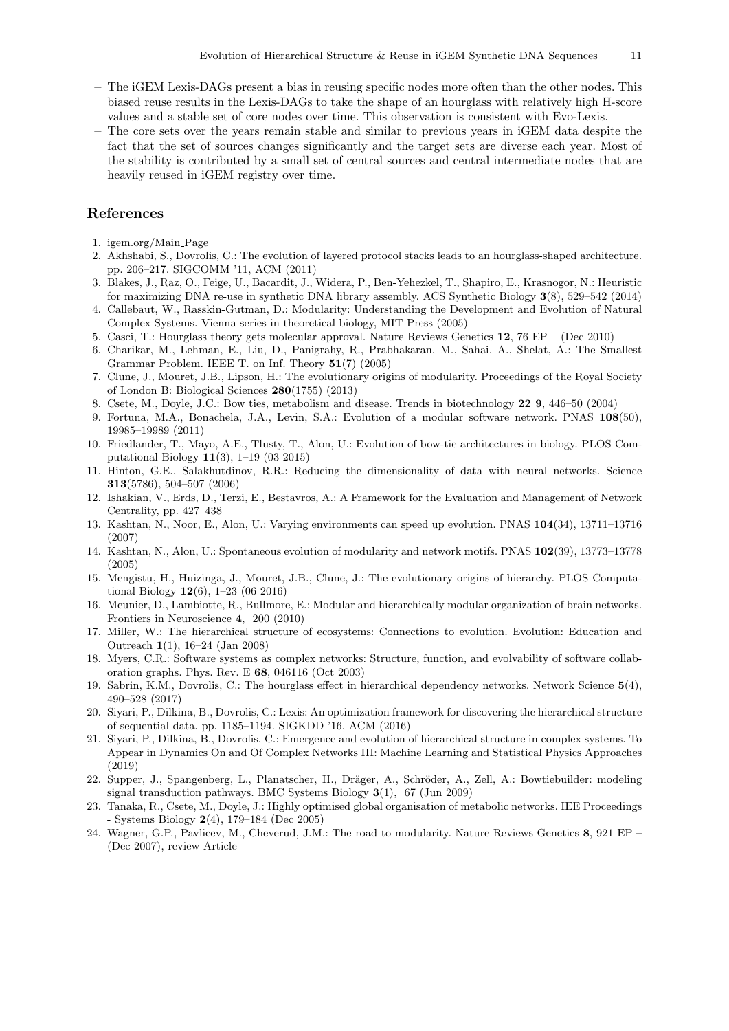- The iGEM Lexis-DAGs present a bias in reusing specific nodes more often than the other nodes. This biased reuse results in the Lexis-DAGs to take the shape of an hourglass with relatively high H-score values and a stable set of core nodes over time. This observation is consistent with Evo-Lexis.
- The core sets over the years remain stable and similar to previous years in iGEM data despite the fact that the set of sources changes significantly and the target sets are diverse each year. Most of the stability is contributed by a small set of central sources and central intermediate nodes that are heavily reused in iGEM registry over time.

## References

1. igem.org/Main_Page
2. Akhshabi, S., Dovrolis, C.: The evolution of layered protocol stacks leads to an hourglass-shaped architecture. pp. 206–217. SIGCOMM '11, ACM (2011)
3. Blakes, J., Raz, O., Feige, U., Bacardit, J., Widera, P., Ben-Yehezkel, T., Shapiro, E., Krasnogor, N.: Heuristic for maximizing DNA re-use in synthetic DNA library assembly. ACS Synthetic Biology **3**(8), 529–542 (2014)
4. Callebaut, W., Rasskin-Gutman, D.: Modularity: Understanding the Development and Evolution of Natural Complex Systems. Vienna series in theoretical biology, MIT Press (2005)
5. Casci, T.: Hourglass theory gets molecular approval. Nature Reviews Genetics **12**, 76 EP – (Dec 2010)
6. Charikar, M., Lehman, E., Liu, D., Panigrahy, R., Prabhakaran, M., Sahai, A., Shelat, A.: The Smallest Grammar Problem. IEEE T. on Inf. Theory **51**(7) (2005)
7. Clune, J., Mouret, J.B., Lipson, H.: The evolutionary origins of modularity. Proceedings of the Royal Society of London B: Biological Sciences **280**(1755) (2013)
8. Csete, M., Doyle, J.C.: Bow ties, metabolism and disease. Trends in biotechnology **22 9**, 446–50 (2004)
9. Fortuna, M.A., Bonachela, J.A., Levin, S.A.: Evolution of a modular software network. PNAS **108**(50), 19985–19989 (2011)
10. Friedlander, T., Mayo, A.E., Tlusty, T., Alon, U.: Evolution of bow-tie architectures in biology. PLOS Computational Biology **11**(3), 1–19 (03 2015)
11. Hinton, G.E., Salakhutdinov, R.R.: Reducing the dimensionality of data with neural networks. Science **313**(5786), 504–507 (2006)
12. Ishakian, V., Erds, D., Terzi, E., Bestavros, A.: A Framework for the Evaluation and Management of Network Centrality, pp. 427–438
13. Kashtan, N., Noor, E., Alon, U.: Varying environments can speed up evolution. PNAS **104**(34), 13711–13716 (2007)
14. Kashtan, N., Alon, U.: Spontaneous evolution of modularity and network motifs. PNAS **102**(39), 13773–13778 (2005)
15. Mengistu, H., Huizinga, J., Mouret, J.B., Clune, J.: The evolutionary origins of hierarchy. PLOS Computational Biology **12**(6), 1–23 (06 2016)
16. Meunier, D., Lambiotte, R., Bullmore, E.: Modular and hierarchically modular organization of brain networks. Frontiers in Neuroscience **4**, 200 (2010)
17. Miller, W.: The hierarchical structure of ecosystems: Connections to evolution. Evolution: Education and Outreach **1**(1), 16–24 (Jan 2008)
18. Myers, C.R.: Software systems as complex networks: Structure, function, and evolvability of software collaboration graphs. Phys. Rev. E **68**, 046116 (Oct 2003)
19. Sabrin, K.M., Dovrolis, C.: The hourglass effect in hierarchical dependency networks. Network Science **5**(4), 490–528 (2017)
20. Siyari, P., Dilkina, B., Dovrolis, C.: Lexis: An optimization framework for discovering the hierarchical structure of sequential data. pp. 1185–1194. SIGKDD '16, ACM (2016)
21. Siyari, P., Dilkina, B., Dovrolis, C.: Emergence and evolution of hierarchical structure in complex systems. To Appear in Dynamics On and Of Complex Networks III: Machine Learning and Statistical Physics Approaches (2019)
22. Supper, J., Spangenberg, L., Planatscher, H., Dräger, A., Schröder, A., Zell, A.: Bowtiebuilder: modeling signal transduction pathways. BMC Systems Biology **3**(1), 67 (Jun 2009)
23. Tanaka, R., Csete, M., Doyle, J.: Highly optimised global organisation of metabolic networks. IEE Proceedings - Systems Biology **2**(4), 179–184 (Dec 2005)
24. Wagner, G.P., Pavlicev, M., Cheverud, J.M.: The road to modularity. Nature Reviews Genetics **8**, 921 EP – (Dec 2007), review Article